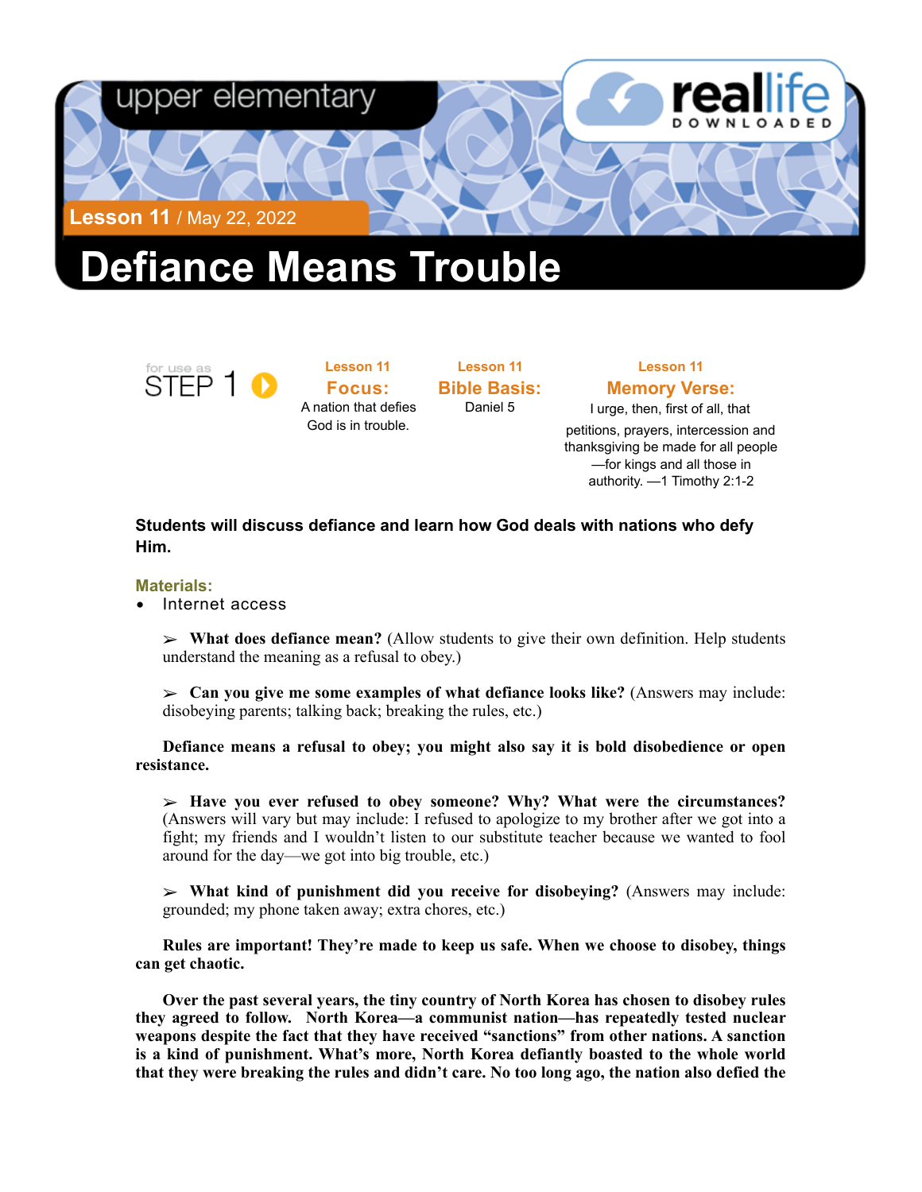upper elementary

reallife DOWNLOADED

**Lesson 11** / May 22, 2022

# Defiance Means Trouble

for use as STEP 1

**Lesson 11**
**Focus:**
A nation that defies God is in trouble.

**Lesson 11**
**Bible Basis:**
Daniel 5

**Lesson 11**
**Memory Verse:**
I urge, then, first of all, that petitions, prayers, intercession and thanksgiving be made for all people—for kings and all those in authority. —1 Timothy 2:1-2

**Students will discuss defiance and learn how God deals with nations who defy Him.**

**Materials:**

- Internet access

➢ **What does defiance mean?** (Allow students to give their own definition. Help students understand the meaning as a refusal to obey.)

➢ **Can you give me some examples of what defiance looks like?** (Answers may include: disobeying parents; talking back; breaking the rules, etc.)

**Defiance means a refusal to obey; you might also say it is bold disobedience or open resistance.**

➢ **Have you ever refused to obey someone? Why? What were the circumstances?** (Answers will vary but may include: I refused to apologize to my brother after we got into a fight; my friends and I wouldn't listen to our substitute teacher because we wanted to fool around for the day—we got into big trouble, etc.)

➢ **What kind of punishment did you receive for disobeying?** (Answers may include: grounded; my phone taken away; extra chores, etc.)

**Rules are important! They're made to keep us safe. When we choose to disobey, things can get chaotic.**

**Over the past several years, the tiny country of North Korea has chosen to disobey rules they agreed to follow. North Korea—a communist nation—has repeatedly tested nuclear weapons despite the fact that they have received "sanctions" from other nations. A sanction is a kind of punishment. What's more, North Korea defiantly boasted to the whole world that they were breaking the rules and didn't care. No too long ago, the nation also defied the**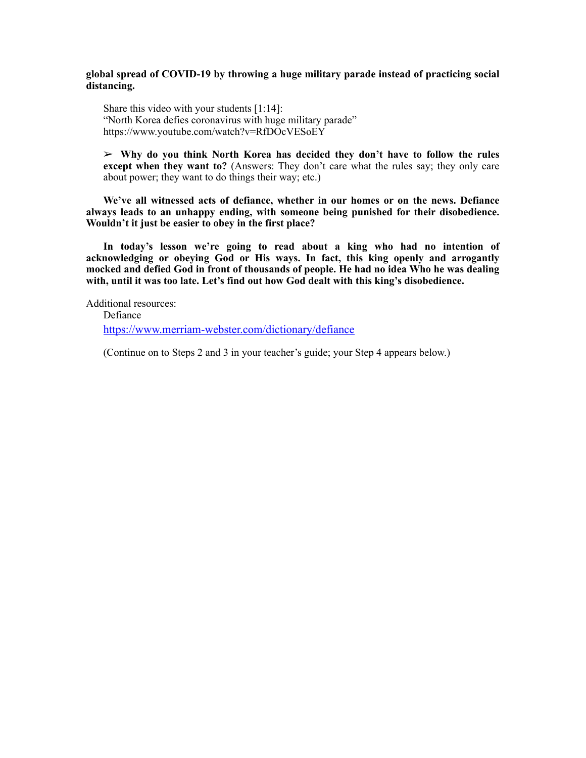**global spread of COVID-19 by throwing a huge military parade instead of practicing social distancing.**

Share this video with your students [1:14]:
“North Korea defies coronavirus with huge military parade”
https://www.youtube.com/watch?v=RfDOcVESoEY

➢ **Why do you think North Korea has decided they don’t have to follow the rules except when they want to?** (Answers: They don’t care what the rules say; they only care about power; they want to do things their way; etc.)

**We’ve all witnessed acts of defiance, whether in our homes or on the news. Defiance always leads to an unhappy ending, with someone being punished for their disobedience. Wouldn’t it just be easier to obey in the first place?**

**In today’s lesson we’re going to read about a king who had no intention of acknowledging or obeying God or His ways. In fact, this king openly and arrogantly mocked and defied God in front of thousands of people. He had no idea Who he was dealing with, until it was too late. Let’s find out how God dealt with this king’s disobedience.**

Additional resources:

Defiance
https://www.merriam-webster.com/dictionary/defiance

(Continue on to Steps 2 and 3 in your teacher’s guide; your Step 4 appears below.)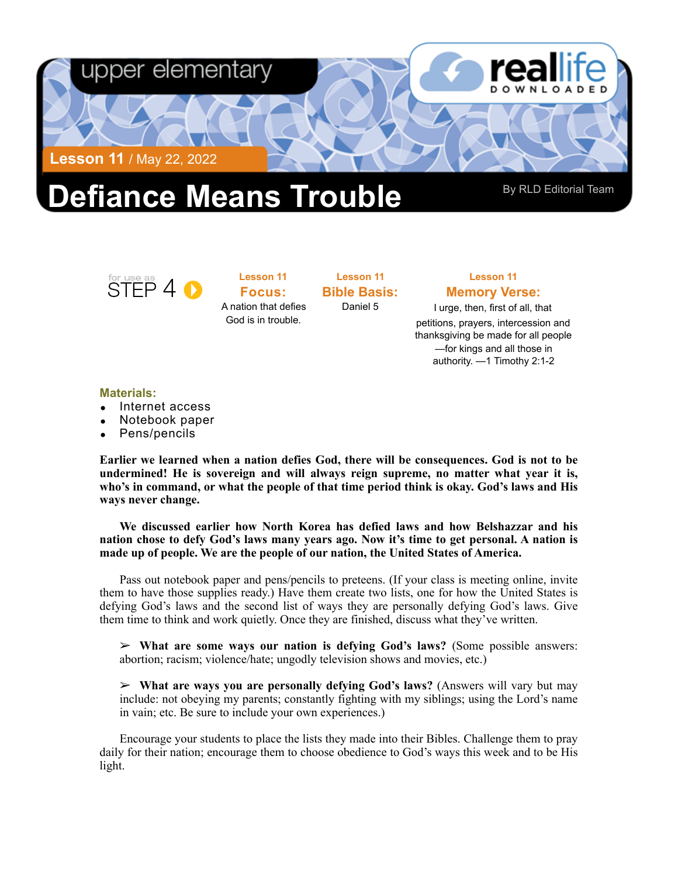upper elementary

**Lesson 11** / May 22, 2022

# Defiance Means Trouble

By RLD Editorial Team

for use as STEP 4

**Lesson 11**
**Focus:**
A nation that defies God is in trouble.

**Lesson 11**
**Bible Basis:**
Daniel 5

**Lesson 11**
**Memory Verse:**
I urge, then, first of all, that petitions, prayers, intercession and thanksgiving be made for all people—for kings and all those in authority. —1 Timothy 2:1-2

**Materials:**

- Internet access
- Notebook paper
- Pens/pencils

**Earlier we learned when a nation defies God, there will be consequences. God is not to be undermined! He is sovereign and will always reign supreme, no matter what year it is, who's in command, or what the people of that time period think is okay. God's laws and His ways never change.**

**We discussed earlier how North Korea has defied laws and how Belshazzar and his nation chose to defy God's laws many years ago. Now it's time to get personal. A nation is made up of people. We are the people of our nation, the United States of America.**

Pass out notebook paper and pens/pencils to preteens. (If your class is meeting online, invite them to have those supplies ready.) Have them create two lists, one for how the United States is defying God's laws and the second list of ways they are personally defying God's laws. Give them time to think and work quietly. Once they are finished, discuss what they've written.

➢ **What are some ways our nation is defying God's laws?** (Some possible answers: abortion; racism; violence/hate; ungodly television shows and movies, etc.)

➢ **What are ways you are personally defying God's laws?** (Answers will vary but may include: not obeying my parents; constantly fighting with my siblings; using the Lord's name in vain; etc. Be sure to include your own experiences.)

Encourage your students to place the lists they made into their Bibles. Challenge them to pray daily for their nation; encourage them to choose obedience to God's ways this week and to be His light.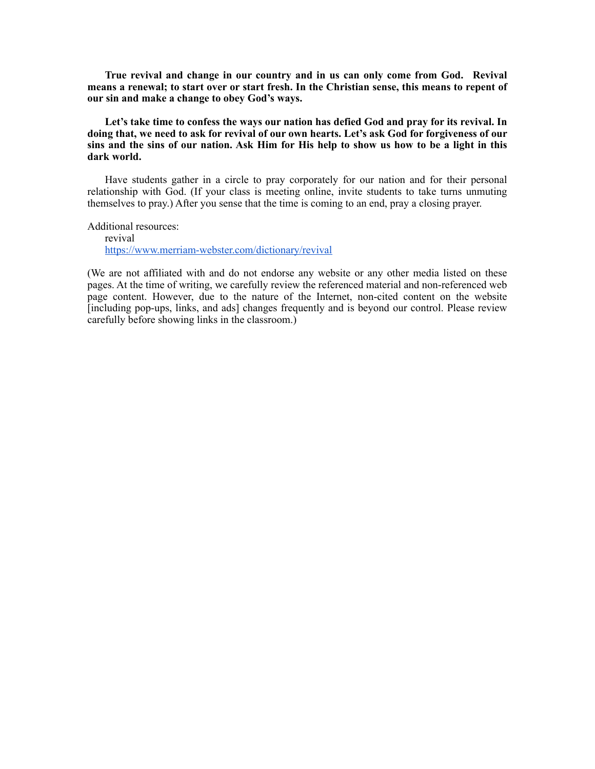**True revival and change in our country and in us can only come from God. Revival means a renewal; to start over or start fresh. In the Christian sense, this means to repent of our sin and make a change to obey God's ways.**

**Let's take time to confess the ways our nation has defied God and pray for its revival. In doing that, we need to ask for revival of our own hearts. Let's ask God for forgiveness of our sins and the sins of our nation. Ask Him for His help to show us how to be a light in this dark world.**

Have students gather in a circle to pray corporately for our nation and for their personal relationship with God. (If your class is meeting online, invite students to take turns unmuting themselves to pray.) After you sense that the time is coming to an end, pray a closing prayer.

Additional resources:

revival
https://www.merriam-webster.com/dictionary/revival

(We are not affiliated with and do not endorse any website or any other media listed on these pages. At the time of writing, we carefully review the referenced material and non-referenced web page content. However, due to the nature of the Internet, non-cited content on the website [including pop-ups, links, and ads] changes frequently and is beyond our control. Please review carefully before showing links in the classroom.)